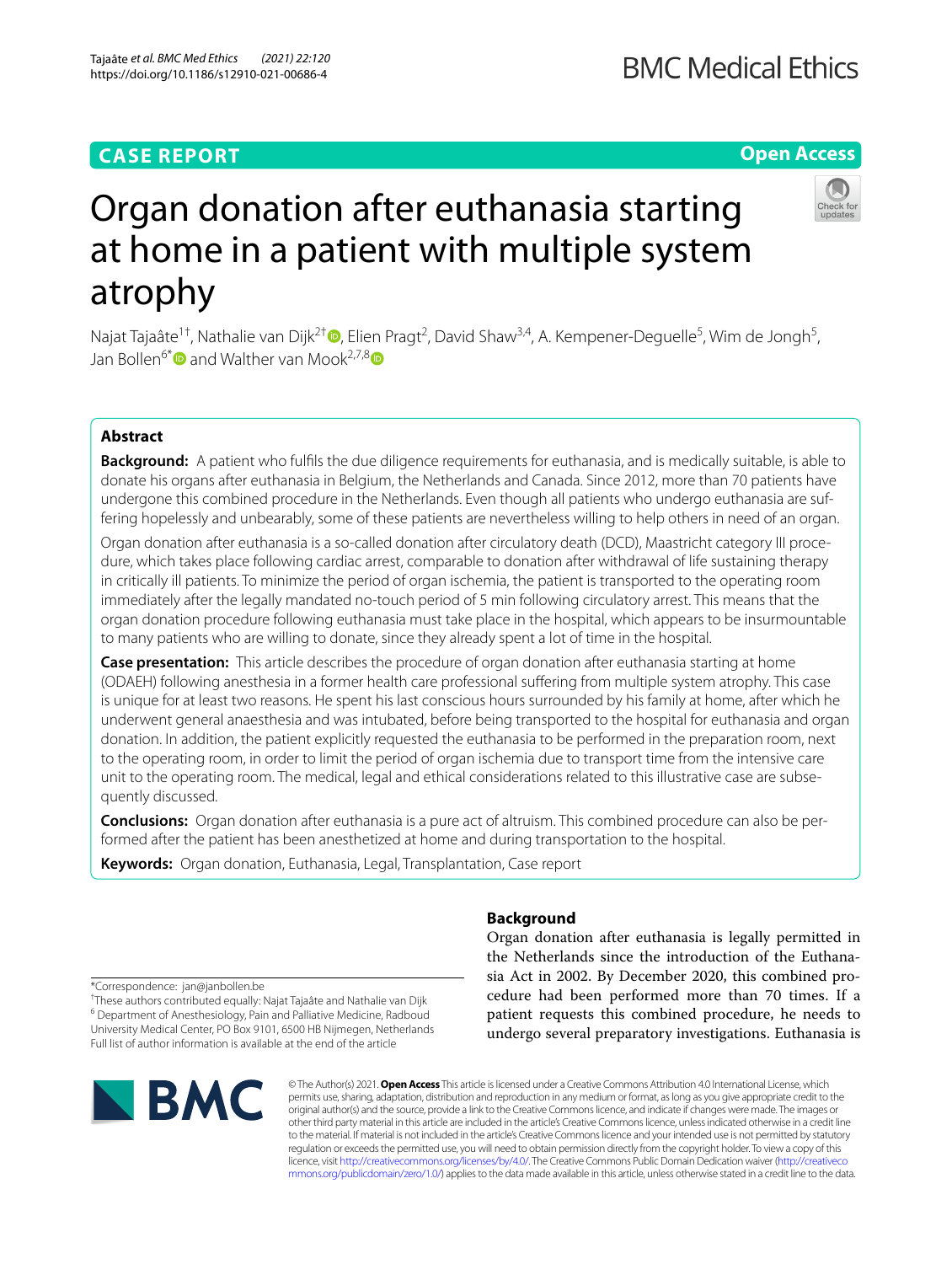## CASE REPORT

**Open Access**

# Organ donation after euthanasia starting at home in a patient with multiple system atrophy

Najat Tajaâte[1†], Nathalie van Dijk[2†], Elien Pragt[2], David Shaw[3,4], A. Kempener-Deguelle[5], Wim de Jongh[5], Jan Bollen[6*] and Walther van Mook[2,7,8]

## Abstract

**Background:** A patient who fulfils the due diligence requirements for euthanasia, and is medically suitable, is able to donate his organs after euthanasia in Belgium, the Netherlands and Canada. Since 2012, more than 70 patients have undergone this combined procedure in the Netherlands. Even though all patients who undergo euthanasia are suffering hopelessly and unbearably, some of these patients are nevertheless willing to help others in need of an organ.

Organ donation after euthanasia is a so-called donation after circulatory death (DCD), Maastricht category III procedure, which takes place following cardiac arrest, comparable to donation after withdrawal of life sustaining therapy in critically ill patients. To minimize the period of organ ischemia, the patient is transported to the operating room immediately after the legally mandated no-touch period of 5 min following circulatory arrest. This means that the organ donation procedure following euthanasia must take place in the hospital, which appears to be insurmountable to many patients who are willing to donate, since they already spent a lot of time in the hospital.

**Case presentation:** This article describes the procedure of organ donation after euthanasia starting at home (ODAEH) following anesthesia in a former health care professional suffering from multiple system atrophy. This case is unique for at least two reasons. He spent his last conscious hours surrounded by his family at home, after which he underwent general anaesthesia and was intubated, before being transported to the hospital for euthanasia and organ donation. In addition, the patient explicitly requested the euthanasia to be performed in the preparation room, next to the operating room, in order to limit the period of organ ischemia due to transport time from the intensive care unit to the operating room. The medical, legal and ethical considerations related to this illustrative case are subsequently discussed.

**Conclusions:** Organ donation after euthanasia is a pure act of altruism. This combined procedure can also be performed after the patient has been anesthetized at home and during transportation to the hospital.

**Keywords:** Organ donation, Euthanasia, Legal, Transplantation, Case report

## Background

Organ donation after euthanasia is legally permitted in the Netherlands since the introduction of the Euthanasia Act in 2002. By December 2020, this combined procedure had been performed more than 70 times. If a patient requests this combined procedure, he needs to undergo several preparatory investigations. Euthanasia is

*Correspondence: jan@janbollen.be
†These authors contributed equally: Najat Tajaâte and Nathalie van Dijk
[6] Department of Anesthesiology, Pain and Palliative Medicine, Radboud University Medical Center, PO Box 9101, 6500 HB Nijmegen, Netherlands
Full list of author information is available at the end of the article

© The Author(s) 2021. **Open Access** This article is licensed under a Creative Commons Attribution 4.0 International License, which permits use, sharing, adaptation, distribution and reproduction in any medium or format, as long as you give appropriate credit to the original author(s) and the source, provide a link to the Creative Commons licence, and indicate if changes were made. The images or other third party material in this article are included in the article's Creative Commons licence, unless indicated otherwise in a credit line to the material. If material is not included in the article's Creative Commons licence and your intended use is not permitted by statutory regulation or exceeds the permitted use, you will need to obtain permission directly from the copyright holder. To view a copy of this licence, visit http://creativecommons.org/licenses/by/4.0/. The Creative Commons Public Domain Dedication waiver (http://creativecommons.org/publicdomain/zero/1.0/) applies to the data made available in this article, unless otherwise stated in a credit line to the data.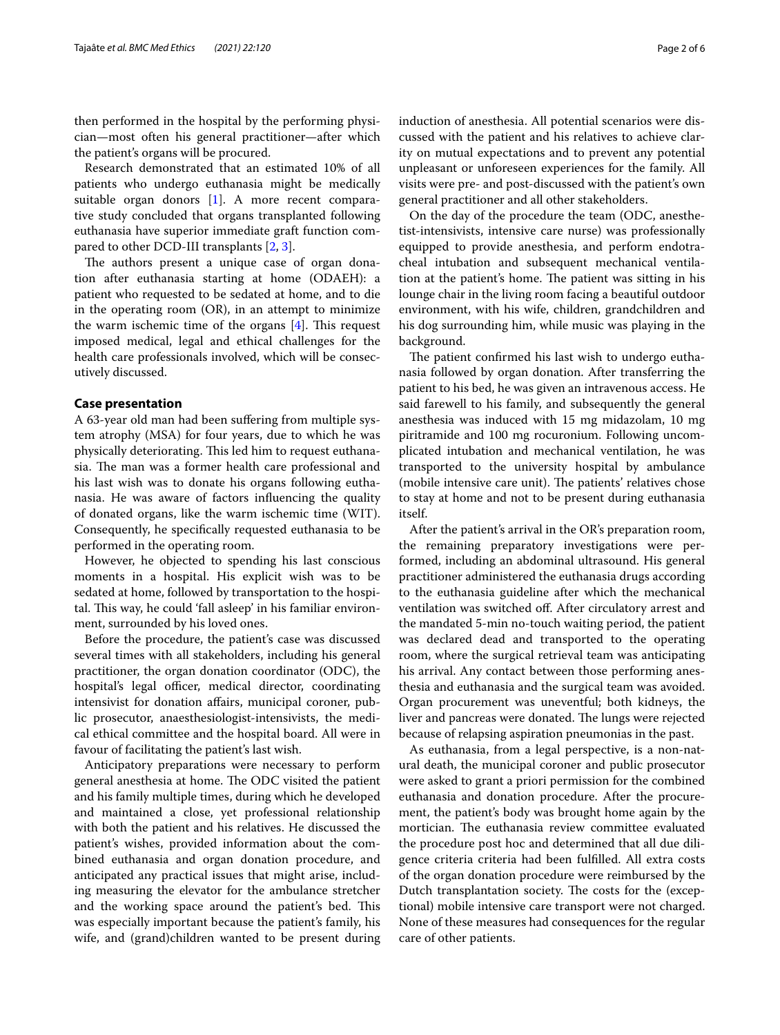then performed in the hospital by the performing physician—most often his general practitioner—after which the patient's organs will be procured.

Research demonstrated that an estimated 10% of all patients who undergo euthanasia might be medically suitable organ donors [1]. A more recent comparative study concluded that organs transplanted following euthanasia have superior immediate graft function compared to other DCD-III transplants [2, 3].

The authors present a unique case of organ donation after euthanasia starting at home (ODAEH): a patient who requested to be sedated at home, and to die in the operating room (OR), in an attempt to minimize the warm ischemic time of the organs [4]. This request imposed medical, legal and ethical challenges for the health care professionals involved, which will be consecutively discussed.

## Case presentation

A 63-year old man had been suffering from multiple system atrophy (MSA) for four years, due to which he was physically deteriorating. This led him to request euthanasia. The man was a former health care professional and his last wish was to donate his organs following euthanasia. He was aware of factors influencing the quality of donated organs, like the warm ischemic time (WIT). Consequently, he specifically requested euthanasia to be performed in the operating room.

However, he objected to spending his last conscious moments in a hospital. His explicit wish was to be sedated at home, followed by transportation to the hospital. This way, he could 'fall asleep' in his familiar environment, surrounded by his loved ones.

Before the procedure, the patient's case was discussed several times with all stakeholders, including his general practitioner, the organ donation coordinator (ODC), the hospital's legal officer, medical director, coordinating intensivist for donation affairs, municipal coroner, public prosecutor, anaesthesiologist-intensivists, the medical ethical committee and the hospital board. All were in favour of facilitating the patient's last wish.

Anticipatory preparations were necessary to perform general anesthesia at home. The ODC visited the patient and his family multiple times, during which he developed and maintained a close, yet professional relationship with both the patient and his relatives. He discussed the patient's wishes, provided information about the combined euthanasia and organ donation procedure, and anticipated any practical issues that might arise, including measuring the elevator for the ambulance stretcher and the working space around the patient's bed. This was especially important because the patient's family, his wife, and (grand)children wanted to be present during induction of anesthesia. All potential scenarios were discussed with the patient and his relatives to achieve clarity on mutual expectations and to prevent any potential unpleasant or unforeseen experiences for the family. All visits were pre- and post-discussed with the patient's own general practitioner and all other stakeholders.

On the day of the procedure the team (ODC, anesthetist-intensivists, intensive care nurse) was professionally equipped to provide anesthesia, and perform endotracheal intubation and subsequent mechanical ventilation at the patient's home. The patient was sitting in his lounge chair in the living room facing a beautiful outdoor environment, with his wife, children, grandchildren and his dog surrounding him, while music was playing in the background.

The patient confirmed his last wish to undergo euthanasia followed by organ donation. After transferring the patient to his bed, he was given an intravenous access. He said farewell to his family, and subsequently the general anesthesia was induced with 15 mg midazolam, 10 mg piritramide and 100 mg rocuronium. Following uncomplicated intubation and mechanical ventilation, he was transported to the university hospital by ambulance (mobile intensive care unit). The patients' relatives chose to stay at home and not to be present during euthanasia itself.

After the patient's arrival in the OR's preparation room, the remaining preparatory investigations were performed, including an abdominal ultrasound. His general practitioner administered the euthanasia drugs according to the euthanasia guideline after which the mechanical ventilation was switched off. After circulatory arrest and the mandated 5-min no-touch waiting period, the patient was declared dead and transported to the operating room, where the surgical retrieval team was anticipating his arrival. Any contact between those performing anesthesia and euthanasia and the surgical team was avoided. Organ procurement was uneventful; both kidneys, the liver and pancreas were donated. The lungs were rejected because of relapsing aspiration pneumonias in the past.

As euthanasia, from a legal perspective, is a non-natural death, the municipal coroner and public prosecutor were asked to grant a priori permission for the combined euthanasia and donation procedure. After the procurement, the patient's body was brought home again by the mortician. The euthanasia review committee evaluated the procedure post hoc and determined that all due diligence criteria criteria had been fulfilled. All extra costs of the organ donation procedure were reimbursed by the Dutch transplantation society. The costs for the (exceptional) mobile intensive care transport were not charged. None of these measures had consequences for the regular care of other patients.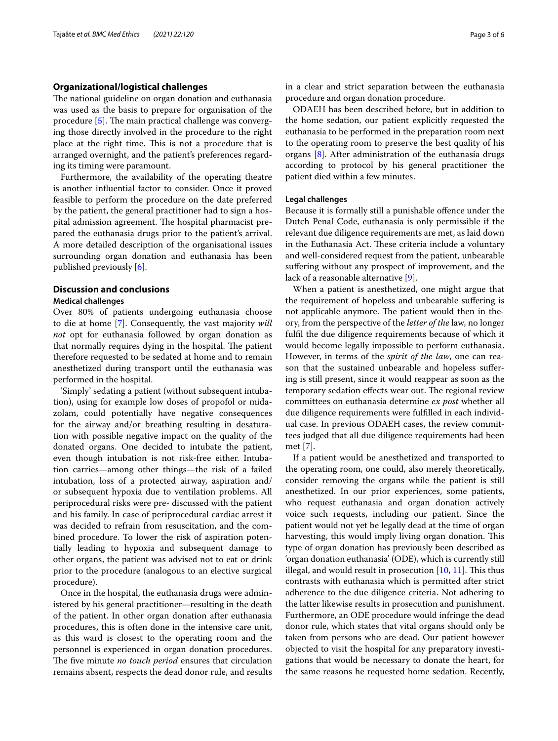## Organizational/logistical challenges

The national guideline on organ donation and euthanasia was used as the basis to prepare for organisation of the procedure [5]. The main practical challenge was converging those directly involved in the procedure to the right place at the right time. This is not a procedure that is arranged overnight, and the patient's preferences regarding its timing were paramount.

Furthermore, the availability of the operating theatre is another influential factor to consider. Once it proved feasible to perform the procedure on the date preferred by the patient, the general practitioner had to sign a hospital admission agreement. The hospital pharmacist prepared the euthanasia drugs prior to the patient's arrival. A more detailed description of the organisational issues surrounding organ donation and euthanasia has been published previously [6].

## Discussion and conclusions

### Medical challenges

Over 80% of patients undergoing euthanasia choose to die at home [7]. Consequently, the vast majority *will not* opt for euthanasia followed by organ donation as that normally requires dying in the hospital. The patient therefore requested to be sedated at home and to remain anesthetized during transport until the euthanasia was performed in the hospital.

'Simply' sedating a patient (without subsequent intubation), using for example low doses of propofol or midazolam, could potentially have negative consequences for the airway and/or breathing resulting in desaturation with possible negative impact on the quality of the donated organs. One decided to intubate the patient, even though intubation is not risk-free either. Intubation carries—among other things—the risk of a failed intubation, loss of a protected airway, aspiration and/or subsequent hypoxia due to ventilation problems. All periprocedural risks were pre- discussed with the patient and his family. In case of periprocedural cardiac arrest it was decided to refrain from resuscitation, and the combined procedure. To lower the risk of aspiration potentially leading to hypoxia and subsequent damage to other organs, the patient was advised not to eat or drink prior to the procedure (analogous to an elective surgical procedure).

Once in the hospital, the euthanasia drugs were administered by his general practitioner—resulting in the death of the patient. In other organ donation after euthanasia procedures, this is often done in the intensive care unit, as this ward is closest to the operating room and the personnel is experienced in organ donation procedures. The five minute *no touch period* ensures that circulation remains absent, respects the dead donor rule, and results in a clear and strict separation between the euthanasia procedure and organ donation procedure.

ODAEH has been described before, but in addition to the home sedation, our patient explicitly requested the euthanasia to be performed in the preparation room next to the operating room to preserve the best quality of his organs [8]. After administration of the euthanasia drugs according to protocol by his general practitioner the patient died within a few minutes.

### Legal challenges

Because it is formally still a punishable offence under the Dutch Penal Code, euthanasia is only permissible if the relevant due diligence requirements are met, as laid down in the Euthanasia Act. These criteria include a voluntary and well-considered request from the patient, unbearable suffering without any prospect of improvement, and the lack of a reasonable alternative [9].

When a patient is anesthetized, one might argue that the requirement of hopeless and unbearable suffering is not applicable anymore. The patient would then in theory, from the perspective of the *letter of the* law, no longer fulfil the due diligence requirements because of which it would become legally impossible to perform euthanasia. However, in terms of the *spirit of the law*, one can reason that the sustained unbearable and hopeless suffering is still present, since it would reappear as soon as the temporary sedation effects wear out. The regional review committees on euthanasia determine *ex post* whether all due diligence requirements were fulfilled in each individual case. In previous ODAEH cases, the review committees judged that all due diligence requirements had been met [7].

If a patient would be anesthetized and transported to the operating room, one could, also merely theoretically, consider removing the organs while the patient is still anesthetized. In our prior experiences, some patients, who request euthanasia and organ donation actively voice such requests, including our patient. Since the patient would not yet be legally dead at the time of organ harvesting, this would imply living organ donation. This type of organ donation has previously been described as 'organ donation euthanasia' (ODE), which is currently still illegal, and would result in prosecution [10, 11]. This thus contrasts with euthanasia which is permitted after strict adherence to the due diligence criteria. Not adhering to the latter likewise results in prosecution and punishment. Furthermore, an ODE procedure would infringe the dead donor rule, which states that vital organs should only be taken from persons who are dead. Our patient however objected to visit the hospital for any preparatory investigations that would be necessary to donate the heart, for the same reasons he requested home sedation. Recently,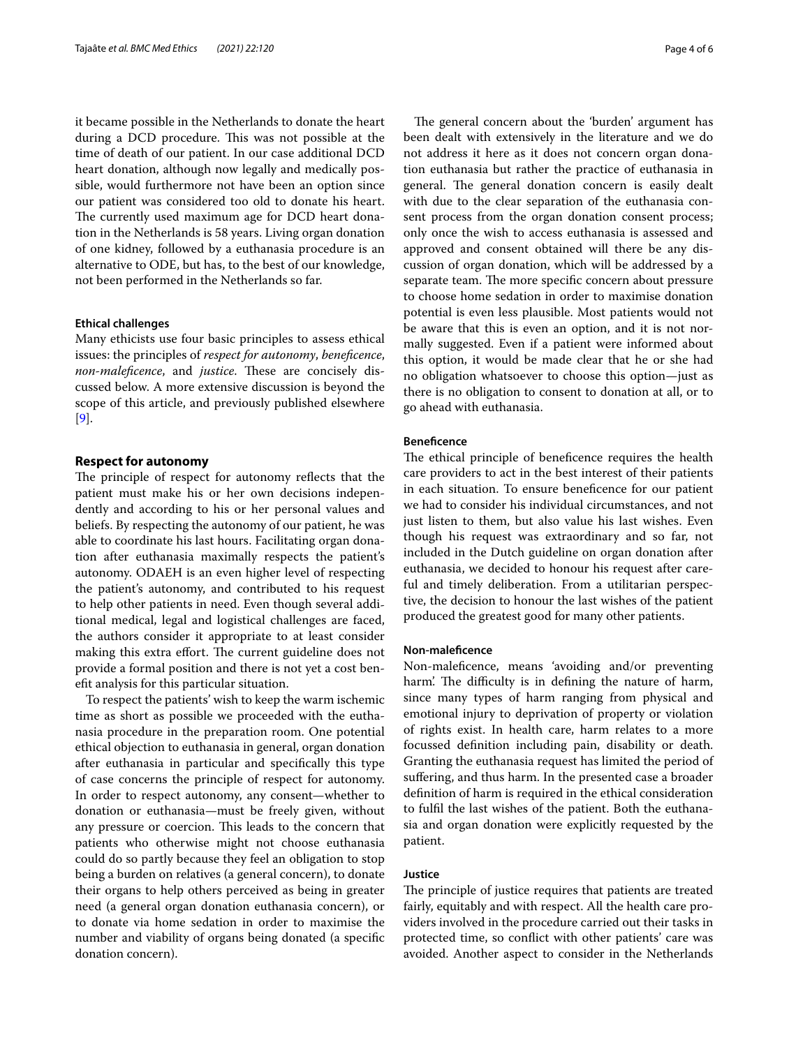it became possible in the Netherlands to donate the heart during a DCD procedure. This was not possible at the time of death of our patient. In our case additional DCD heart donation, although now legally and medically possible, would furthermore not have been an option since our patient was considered too old to donate his heart. The currently used maximum age for DCD heart donation in the Netherlands is 58 years. Living organ donation of one kidney, followed by a euthanasia procedure is an alternative to ODE, but has, to the best of our knowledge, not been performed in the Netherlands so far.

#### Ethical challenges

Many ethicists use four basic principles to assess ethical issues: the principles of *respect for autonomy*, *beneficence*, *non-maleficence*, and *justice*. These are concisely discussed below. A more extensive discussion is beyond the scope of this article, and previously published elsewhere [9].

### Respect for autonomy

The principle of respect for autonomy reflects that the patient must make his or her own decisions independently and according to his or her personal values and beliefs. By respecting the autonomy of our patient, he was able to coordinate his last hours. Facilitating organ donation after euthanasia maximally respects the patient's autonomy. ODAEH is an even higher level of respecting the patient's autonomy, and contributed to his request to help other patients in need. Even though several additional medical, legal and logistical challenges are faced, the authors consider it appropriate to at least consider making this extra effort. The current guideline does not provide a formal position and there is not yet a cost benefit analysis for this particular situation.

To respect the patients' wish to keep the warm ischemic time as short as possible we proceeded with the euthanasia procedure in the preparation room. One potential ethical objection to euthanasia in general, organ donation after euthanasia in particular and specifically this type of case concerns the principle of respect for autonomy. In order to respect autonomy, any consent—whether to donation or euthanasia—must be freely given, without any pressure or coercion. This leads to the concern that patients who otherwise might not choose euthanasia could do so partly because they feel an obligation to stop being a burden on relatives (a general concern), to donate their organs to help others perceived as being in greater need (a general organ donation euthanasia concern), or to donate via home sedation in order to maximise the number and viability of organs being donated (a specific donation concern).

The general concern about the 'burden' argument has been dealt with extensively in the literature and we do not address it here as it does not concern organ donation euthanasia but rather the practice of euthanasia in general. The general donation concern is easily dealt with due to the clear separation of the euthanasia consent process from the organ donation consent process; only once the wish to access euthanasia is assessed and approved and consent obtained will there be any discussion of organ donation, which will be addressed by a separate team. The more specific concern about pressure to choose home sedation in order to maximise donation potential is even less plausible. Most patients would not be aware that this is even an option, and it is not normally suggested. Even if a patient were informed about this option, it would be made clear that he or she had no obligation whatsoever to choose this option—just as there is no obligation to consent to donation at all, or to go ahead with euthanasia.

#### Beneficence

The ethical principle of beneficence requires the health care providers to act in the best interest of their patients in each situation. To ensure beneficence for our patient we had to consider his individual circumstances, and not just listen to them, but also value his last wishes. Even though his request was extraordinary and so far, not included in the Dutch guideline on organ donation after euthanasia, we decided to honour his request after careful and timely deliberation. From a utilitarian perspective, the decision to honour the last wishes of the patient produced the greatest good for many other patients.

#### Non-maleficence

Non-maleficence, means 'avoiding and/or preventing harm'. The difficulty is in defining the nature of harm, since many types of harm ranging from physical and emotional injury to deprivation of property or violation of rights exist. In health care, harm relates to a more focussed definition including pain, disability or death. Granting the euthanasia request has limited the period of suffering, and thus harm. In the presented case a broader definition of harm is required in the ethical consideration to fulfil the last wishes of the patient. Both the euthanasia and organ donation were explicitly requested by the patient.

#### Justice

The principle of justice requires that patients are treated fairly, equitably and with respect. All the health care providers involved in the procedure carried out their tasks in protected time, so conflict with other patients' care was avoided. Another aspect to consider in the Netherlands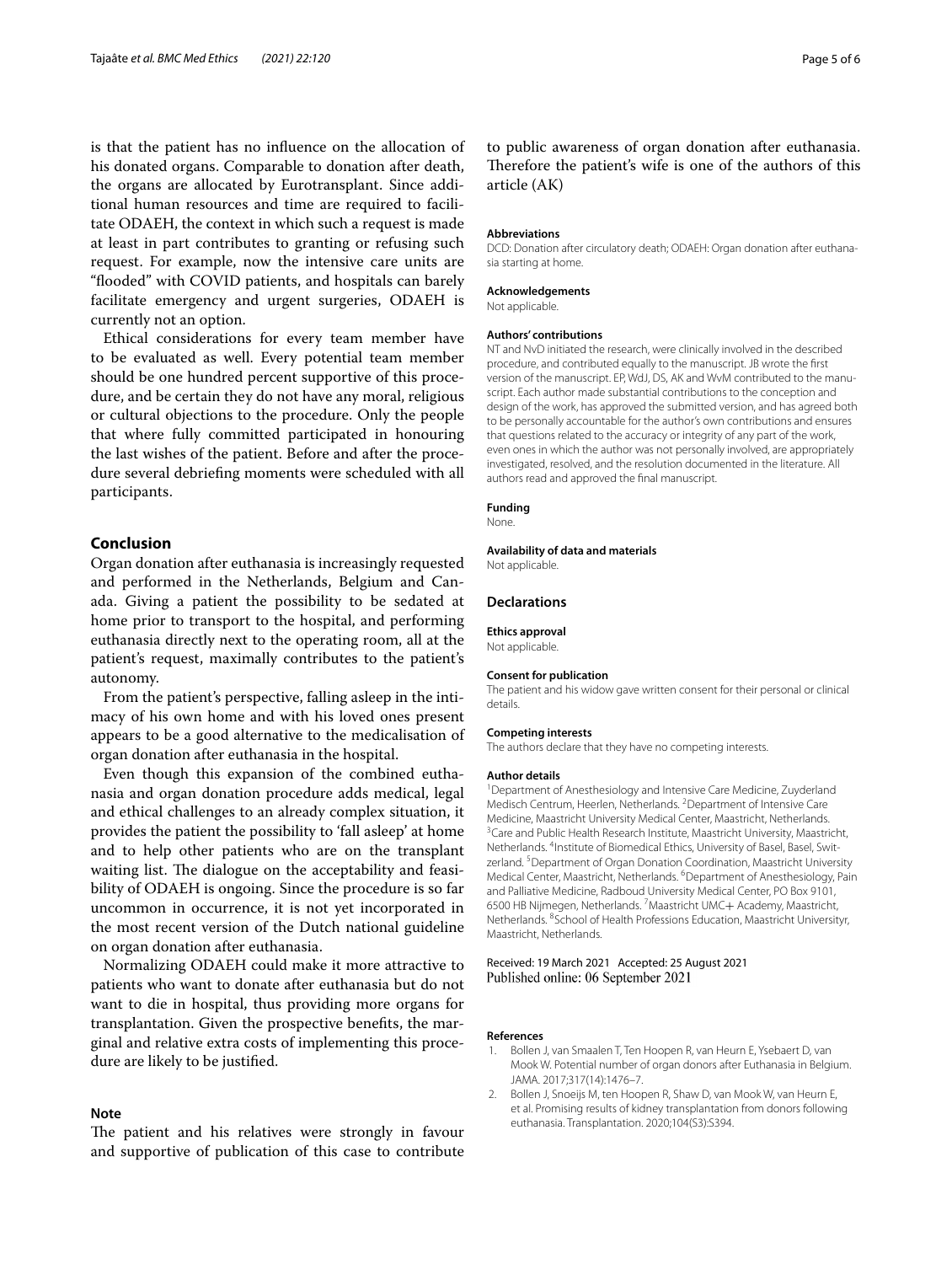is that the patient has no influence on the allocation of his donated organs. Comparable to donation after death, the organs are allocated by Eurotransplant. Since additional human resources and time are required to facilitate ODAEH, the context in which such a request is made at least in part contributes to granting or refusing such request. For example, now the intensive care units are "flooded" with COVID patients, and hospitals can barely facilitate emergency and urgent surgeries, ODAEH is currently not an option.

Ethical considerations for every team member have to be evaluated as well. Every potential team member should be one hundred percent supportive of this procedure, and be certain they do not have any moral, religious or cultural objections to the procedure. Only the people that where fully committed participated in honouring the last wishes of the patient. Before and after the procedure several debriefing moments were scheduled with all participants.

## Conclusion

Organ donation after euthanasia is increasingly requested and performed in the Netherlands, Belgium and Canada. Giving a patient the possibility to be sedated at home prior to transport to the hospital, and performing euthanasia directly next to the operating room, all at the patient's request, maximally contributes to the patient's autonomy.

From the patient's perspective, falling asleep in the intimacy of his own home and with his loved ones present appears to be a good alternative to the medicalisation of organ donation after euthanasia in the hospital.

Even though this expansion of the combined euthanasia and organ donation procedure adds medical, legal and ethical challenges to an already complex situation, it provides the patient the possibility to 'fall asleep' at home and to help other patients who are on the transplant waiting list. The dialogue on the acceptability and feasibility of ODAEH is ongoing. Since the procedure is so far uncommon in occurrence, it is not yet incorporated in the most recent version of the Dutch national guideline on organ donation after euthanasia.

Normalizing ODAEH could make it more attractive to patients who want to donate after euthanasia but do not want to die in hospital, thus providing more organs for transplantation. Given the prospective benefits, the marginal and relative extra costs of implementing this procedure are likely to be justified.

### Note

The patient and his relatives were strongly in favour and supportive of publication of this case to contribute to public awareness of organ donation after euthanasia. Therefore the patient's wife is one of the authors of this article (AK)

#### Abbreviations

DCD: Donation after circulatory death; ODAEH: Organ donation after euthanasia starting at home.

#### Acknowledgements

Not applicable.

#### Authors' contributions

NT and NvD initiated the research, were clinically involved in the described procedure, and contributed equally to the manuscript. JB wrote the first version of the manuscript. EP, WdJ, DS, AK and WvM contributed to the manuscript. Each author made substantial contributions to the conception and design of the work, has approved the submitted version, and has agreed both to be personally accountable for the author's own contributions and ensures that questions related to the accuracy or integrity of any part of the work, even ones in which the author was not personally involved, are appropriately investigated, resolved, and the resolution documented in the literature. All authors read and approved the final manuscript.

#### Funding

None.

#### Availability of data and materials

Not applicable.

### Declarations

#### Ethics approval

Not applicable.

#### Consent for publication

The patient and his widow gave written consent for their personal or clinical details.

#### Competing interests

The authors declare that they have no competing interests.

#### Author details

[1]Department of Anesthesiology and Intensive Care Medicine, Zuyderland Medisch Centrum, Heerlen, Netherlands. [2]Department of Intensive Care Medicine, Maastricht University Medical Center, Maastricht, Netherlands. [3]Care and Public Health Research Institute, Maastricht University, Maastricht, Netherlands. [4]Institute of Biomedical Ethics, University of Basel, Basel, Switzerland. [5]Department of Organ Donation Coordination, Maastricht University Medical Center, Maastricht, Netherlands. [6]Department of Anesthesiology, Pain and Palliative Medicine, Radboud University Medical Center, PO Box 9101, 6500 HB Nijmegen, Netherlands. [7]Maastricht UMC+ Academy, Maastricht, Netherlands. [8]School of Health Professions Education, Maastricht Universityr, Maastricht, Netherlands.

Received: 19 March 2021 Accepted: 25 August 2021
Published online: 06 September 2021

#### References

1. Bollen J, van Smaalen T, Ten Hoopen R, van Heurn E, Ysebaert D, van Mook W. Potential number of organ donors after Euthanasia in Belgium. JAMA. 2017;317(14):1476–7.
2. Bollen J, Snoeijs M, ten Hoopen R, Shaw D, van Mook W, van Heurn E, et al. Promising results of kidney transplantation from donors following euthanasia. Transplantation. 2020;104(S3):S394.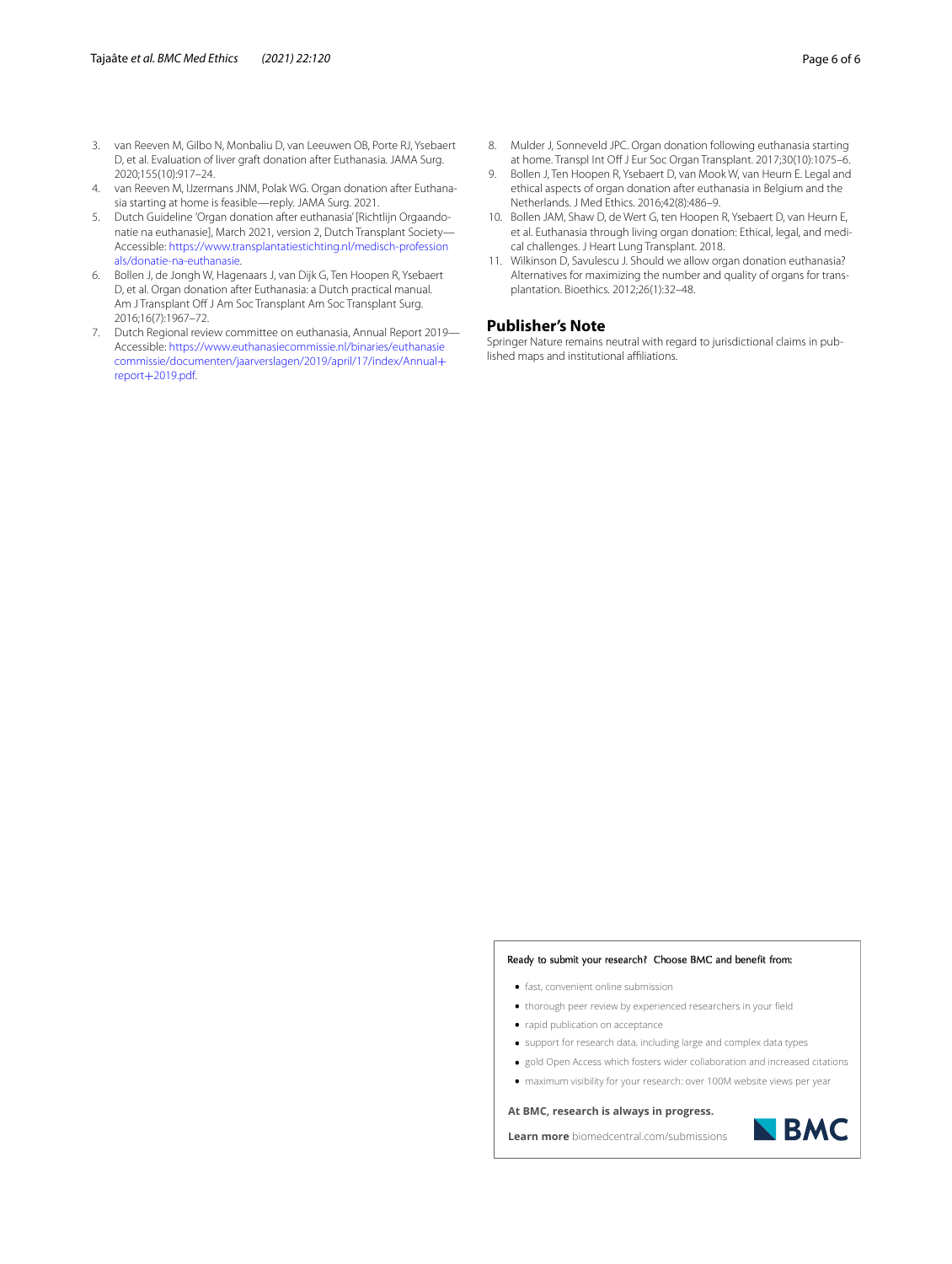3. van Reeven M, Gilbo N, Monbaliu D, van Leeuwen OB, Porte RJ, Ysebaert D, et al. Evaluation of liver graft donation after Euthanasia. JAMA Surg. 2020;155(10):917–24.
4. van Reeven M, IJzermans JNM, Polak WG. Organ donation after Euthanasia starting at home is feasible—reply. JAMA Surg. 2021.
5. Dutch Guideline 'Organ donation after euthanasia' [Richtlijn Orgaandonatie na euthanasie], March 2021, version 2, Dutch Transplant Society—Accessible: https://www.transplantatiestichting.nl/medisch-professionals/donatie-na-euthanasie.
6. Bollen J, de Jongh W, Hagenaars J, van Dijk G, Ten Hoopen R, Ysebaert D, et al. Organ donation after Euthanasia: a Dutch practical manual. Am J Transplant Off J Am Soc Transplant Am Soc Transplant Surg. 2016;16(7):1967–72.
7. Dutch Regional review committee on euthanasia, Annual Report 2019—Accessible: https://www.euthanasiecommissie.nl/binaries/euthanasiecommissie/documenten/jaarverslagen/2019/april/17/index/Annual+report+2019.pdf.
8. Mulder J, Sonneveld JPC. Organ donation following euthanasia starting at home. Transpl Int Off J Eur Soc Organ Transplant. 2017;30(10):1075–6.
9. Bollen J, Ten Hoopen R, Ysebaert D, van Mook W, van Heurn E. Legal and ethical aspects of organ donation after euthanasia in Belgium and the Netherlands. J Med Ethics. 2016;42(8):486–9.
10. Bollen JAM, Shaw D, de Wert G, ten Hoopen R, Ysebaert D, van Heurn E, et al. Euthanasia through living organ donation: Ethical, legal, and medical challenges. J Heart Lung Transplant. 2018.
11. Wilkinson D, Savulescu J. Should we allow organ donation euthanasia? Alternatives for maximizing the number and quality of organs for transplantation. Bioethics. 2012;26(1):32–48.

## Publisher's Note

Springer Nature remains neutral with regard to jurisdictional claims in published maps and institutional affiliations.

Ready to submit your research? Choose BMC and benefit from:

- fast, convenient online submission
- thorough peer review by experienced researchers in your field
- rapid publication on acceptance
- support for research data, including large and complex data types
- gold Open Access which fosters wider collaboration and increased citations
- maximum visibility for your research: over 100M website views per year

**At BMC, research is always in progress.**

**Learn more** biomedcentral.com/submissions

BMC